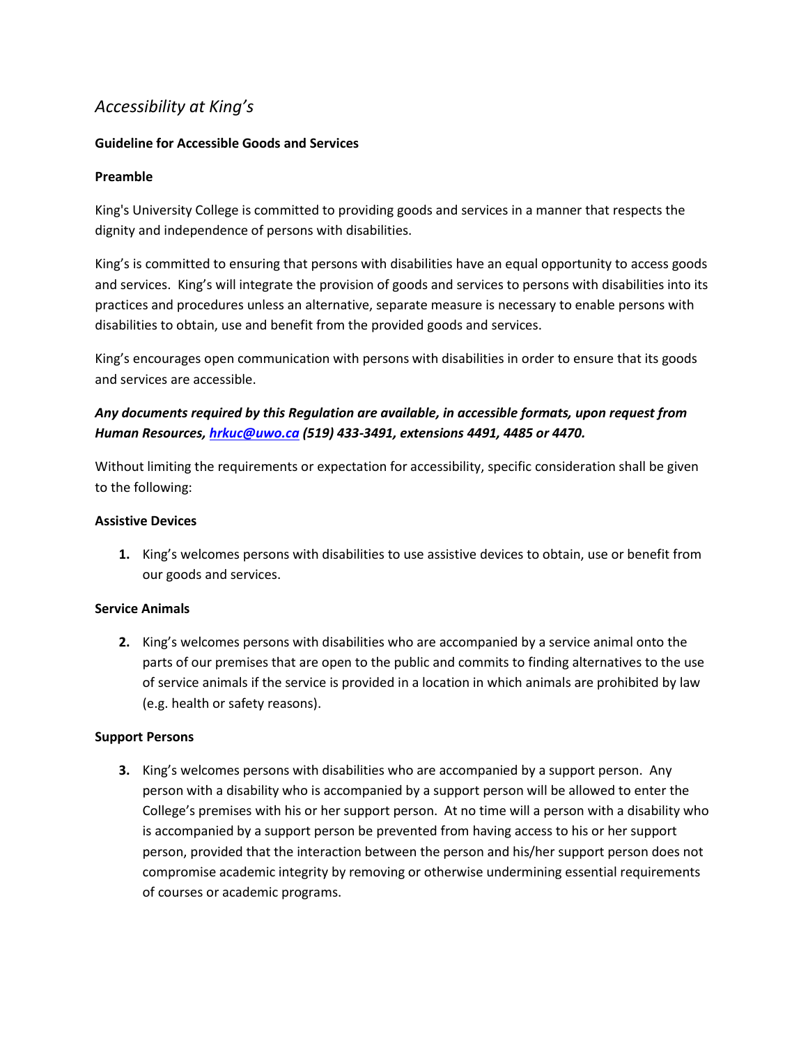# *Accessibility at King's*

**Guideline for Accessible Goods and Services**

**Preamble**

King's University College is committed to providing goods and services in a manner that respects the dignity and independence of persons with disabilities.

King's is committed to ensuring that persons with disabilities have an equal opportunity to access goods and services. King's will integrate the provision of goods and services to persons with disabilities into its practices and procedures unless an alternative, separate measure is necessary to enable persons with disabilities to obtain, use and benefit from the provided goods and services.

King's encourages open communication with persons with disabilities in order to ensure that its goods and services are accessible.

***Any documents required by this Regulation are available, in accessible formats, upon request from Human Resources, hrkuc@uwo.ca (519) 433-3491, extensions 4491, 4485 or 4470.***

Without limiting the requirements or expectation for accessibility, specific consideration shall be given to the following:

**Assistive Devices**

1. King's welcomes persons with disabilities to use assistive devices to obtain, use or benefit from our goods and services.

**Service Animals**

2. King's welcomes persons with disabilities who are accompanied by a service animal onto the parts of our premises that are open to the public and commits to finding alternatives to the use of service animals if the service is provided in a location in which animals are prohibited by law (e.g. health or safety reasons).

**Support Persons**

3. King's welcomes persons with disabilities who are accompanied by a support person. Any person with a disability who is accompanied by a support person will be allowed to enter the College's premises with his or her support person. At no time will a person with a disability who is accompanied by a support person be prevented from having access to his or her support person, provided that the interaction between the person and his/her support person does not compromise academic integrity by removing or otherwise undermining essential requirements of courses or academic programs.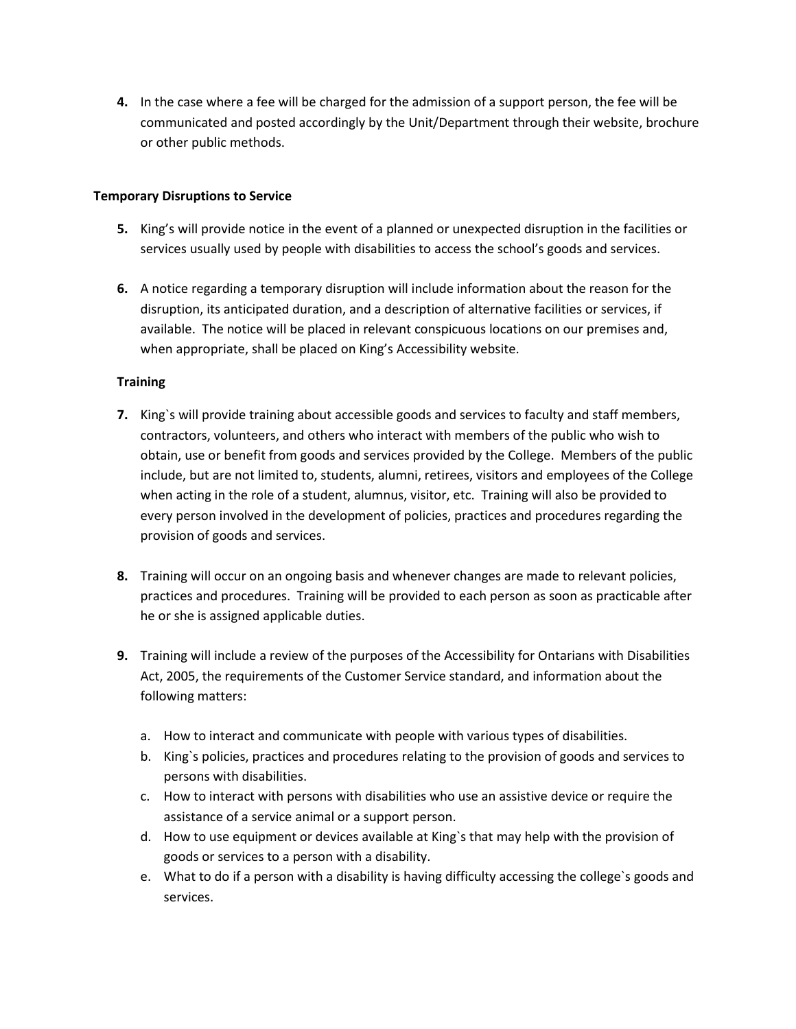4. In the case where a fee will be charged for the admission of a support person, the fee will be communicated and posted accordingly by the Unit/Department through their website, brochure or other public methods.

**Temporary Disruptions to Service**

5. King's will provide notice in the event of a planned or unexpected disruption in the facilities or services usually used by people with disabilities to access the school's goods and services.

6. A notice regarding a temporary disruption will include information about the reason for the disruption, its anticipated duration, and a description of alternative facilities or services, if available. The notice will be placed in relevant conspicuous locations on our premises and, when appropriate, shall be placed on King's Accessibility website.

**Training**

7. King`s will provide training about accessible goods and services to faculty and staff members, contractors, volunteers, and others who interact with members of the public who wish to obtain, use or benefit from goods and services provided by the College. Members of the public include, but are not limited to, students, alumni, retirees, visitors and employees of the College when acting in the role of a student, alumnus, visitor, etc. Training will also be provided to every person involved in the development of policies, practices and procedures regarding the provision of goods and services.

8. Training will occur on an ongoing basis and whenever changes are made to relevant policies, practices and procedures. Training will be provided to each person as soon as practicable after he or she is assigned applicable duties.

9. Training will include a review of the purposes of the Accessibility for Ontarians with Disabilities Act, 2005, the requirements of the Customer Service standard, and information about the following matters:

   a. How to interact and communicate with people with various types of disabilities.
   b. King`s policies, practices and procedures relating to the provision of goods and services to persons with disabilities.
   c. How to interact with persons with disabilities who use an assistive device or require the assistance of a service animal or a support person.
   d. How to use equipment or devices available at King`s that may help with the provision of goods or services to a person with a disability.
   e. What to do if a person with a disability is having difficulty accessing the college`s goods and services.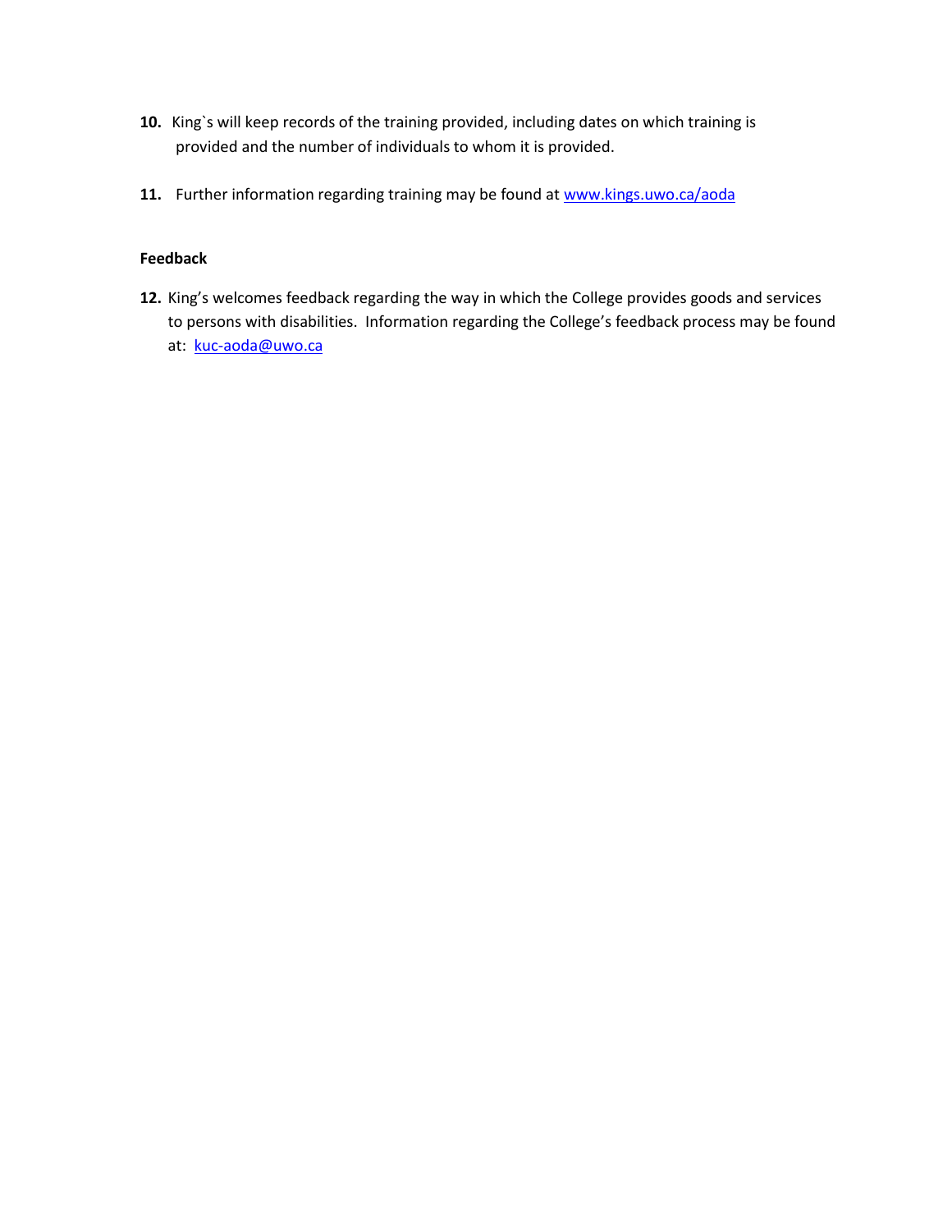10. King`s will keep records of the training provided, including dates on which training is provided and the number of individuals to whom it is provided.

11. Further information regarding training may be found at [www.kings.uwo.ca/aoda](http://www.kings.uwo.ca/aoda)

**Feedback**

12. King's welcomes feedback regarding the way in which the College provides goods and services to persons with disabilities. Information regarding the College's feedback process may be found at: [kuc-aoda@uwo.ca](mailto:kuc-aoda@uwo.ca)